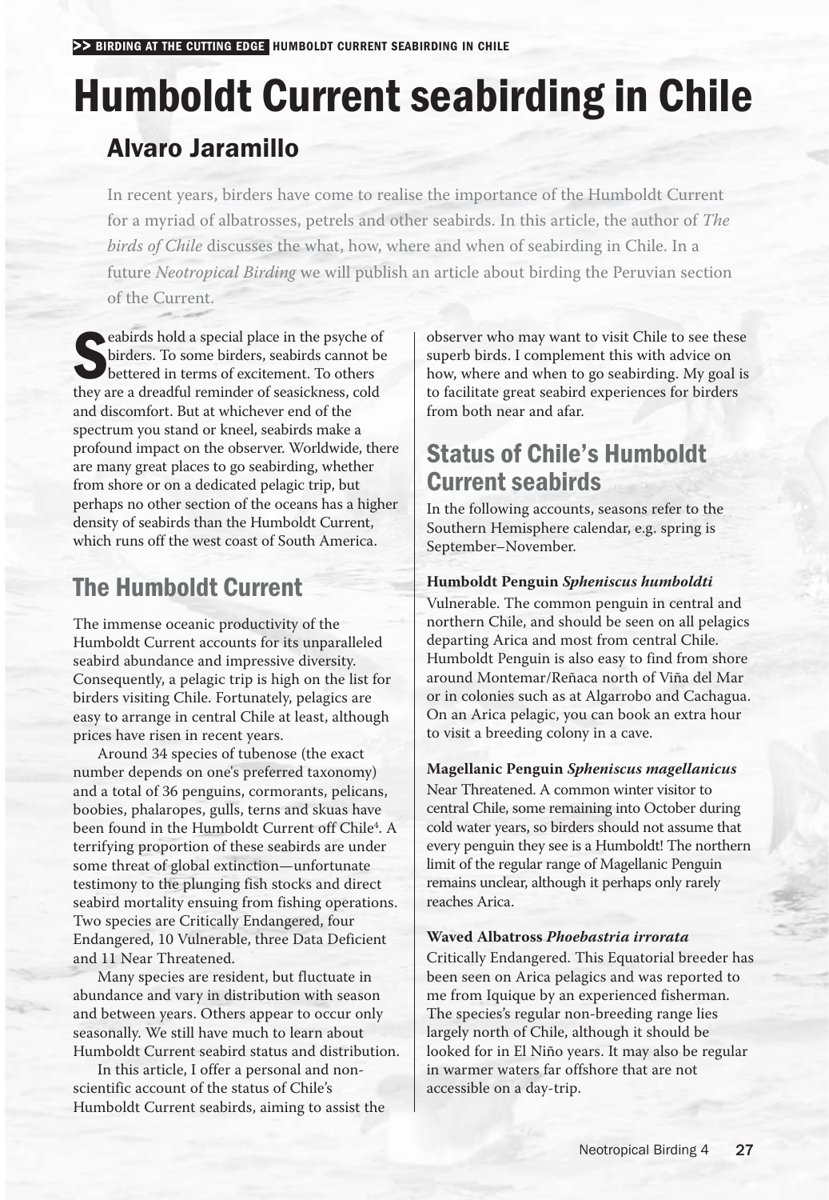# Humboldt Current seabirding in Chile

## Alvaro Jaramillo

In recent years, birders have come to realise the importance of the Humboldt Current for a myriad of albatrosses, petrels and other seabirds. In this article, the author of *The birds of Chile* discusses the what, how, where and when of seabirding in Chile. In a future *Neotropical Birding* we will publish an article about birding the Peruvian section of the Current.

Seabirds hold a special place in the psyche of birders. To some birders, seabirds cannot be bettered in terms of excitement. To others they are a dreadful reminder of seasickness, cold and discomfort. But at whichever end of the spectrum you stand or kneel, seabirds make a profound impact on the observer. Worldwide, there are many great places to go seabirding, whether from shore or on a dedicated pelagic trip, but perhaps no other section of the oceans has a higher density of seabirds than the Humboldt Current, which runs off the west coast of South America.

## The Humboldt Current

The immense oceanic productivity of the Humboldt Current accounts for its unparalleled seabird abundance and impressive diversity. Consequently, a pelagic trip is high on the list for birders visiting Chile. Fortunately, pelagics are easy to arrange in central Chile at least, although prices have risen in recent years.

Around 34 species of tubenose (the exact number depends on one's preferred taxonomy) and a total of 36 penguins, cormorants, pelicans, boobies, phalaropes, gulls, terns and skuas have been found in the Humboldt Current off Chile[4]. A terrifying proportion of these seabirds are under some threat of global extinction—unfortunate testimony to the plunging fish stocks and direct seabird mortality ensuing from fishing operations. Two species are Critically Endangered, four Endangered, 10 Vulnerable, three Data Deficient and 11 Near Threatened.

Many species are resident, but fluctuate in abundance and vary in distribution with season and between years. Others appear to occur only seasonally. We still have much to learn about Humboldt Current seabird status and distribution.

In this article, I offer a personal and non-scientific account of the status of Chile's Humboldt Current seabirds, aiming to assist the observer who may want to visit Chile to see these superb birds. I complement this with advice on how, where and when to go seabirding. My goal is to facilitate great seabird experiences for birders from both near and afar.

## Status of Chile's Humboldt Current seabirds

In the following accounts, seasons refer to the Southern Hemisphere calendar, e.g. spring is September–November.

**Humboldt Penguin *Spheniscus humboldti***

Vulnerable. The common penguin in central and northern Chile, and should be seen on all pelagics departing Arica and most from central Chile. Humboldt Penguin is also easy to find from shore around Montemar/Reñaca north of Viña del Mar or in colonies such as at Algarrobo and Cachagua. On an Arica pelagic, you can book an extra hour to visit a breeding colony in a cave.

**Magellanic Penguin *Spheniscus magellanicus***

Near Threatened. A common winter visitor to central Chile, some remaining into October during cold water years, so birders should not assume that every penguin they see is a Humboldt! The northern limit of the regular range of Magellanic Penguin remains unclear, although it perhaps only rarely reaches Arica.

**Waved Albatross *Phoebastria irrorata***

Critically Endangered. This Equatorial breeder has been seen on Arica pelagics and was reported to me from Iquique by an experienced fisherman. The species's regular non-breeding range lies largely north of Chile, although it should be looked for in El Niño years. It may also be regular in warmer waters far offshore that are not accessible on a day-trip.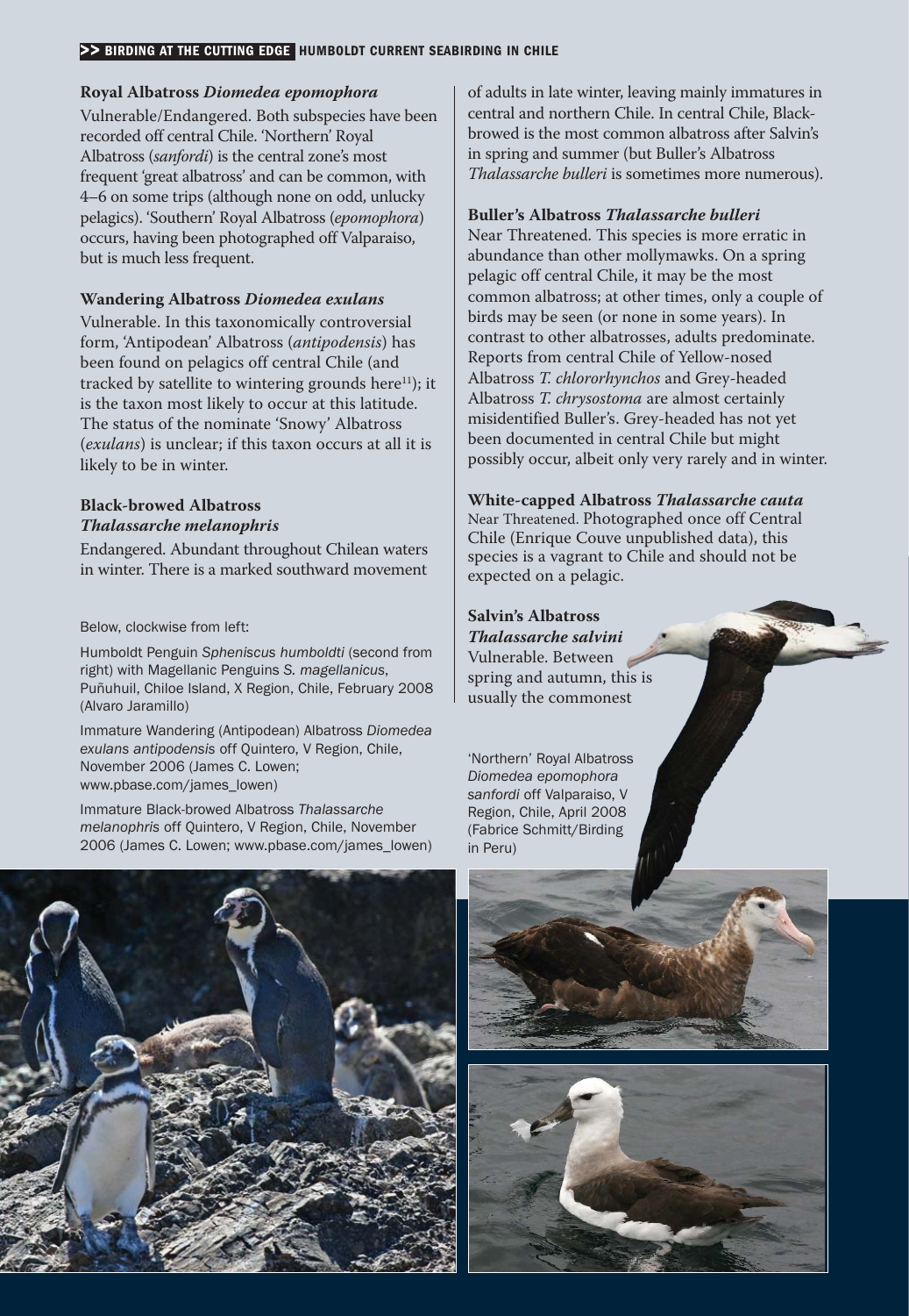### Royal Albatross *Diomedea epomophora*

Vulnerable/Endangered. Both subspecies have been recorded off central Chile. 'Northern' Royal Albatross (*sanfordi*) is the central zone's most frequent 'great albatross' and can be common, with 4–6 on some trips (although none on odd, unlucky pelagics). 'Southern' Royal Albatross (*epomophora*) occurs, having been photographed off Valparaiso, but is much less frequent.

### Wandering Albatross *Diomedea exulans*

Vulnerable. In this taxonomically controversial form, 'Antipodean' Albatross (*antipodensis*) has been found on pelagics off central Chile (and tracked by satellite to wintering grounds here[11]); it is the taxon most likely to occur at this latitude. The status of the nominate 'Snowy' Albatross (*exulans*) is unclear; if this taxon occurs at all it is likely to be in winter.

### Black-browed Albatross *Thalassarche melanophris*

Endangered. Abundant throughout Chilean waters in winter. There is a marked southward movement of adults in late winter, leaving mainly immatures in central and northern Chile. In central Chile, Black-browed is the most common albatross after Salvin's in spring and summer (but Buller's Albatross *Thalassarche bulleri* is sometimes more numerous).

### Buller's Albatross *Thalassarche bulleri*

Near Threatened. This species is more erratic in abundance than other mollymawks. On a spring pelagic off central Chile, it may be the most common albatross; at other times, only a couple of birds may be seen (or none in some years). In contrast to other albatrosses, adults predominate. Reports from central Chile of Yellow-nosed Albatross *T. chlororhynchos* and Grey-headed Albatross *T. chrysostoma* are almost certainly misidentified Buller's. Grey-headed has not yet been documented in central Chile but might possibly occur, albeit only very rarely and in winter.

### White-capped Albatross *Thalassarche cauta*

Near Threatened. Photographed once off Central Chile (Enrique Couve unpublished data), this species is a vagrant to Chile and should not be expected on a pelagic.

### Salvin's Albatross *Thalassarche salvini*

Vulnerable. Between spring and autumn, this is usually the commonest

Below, clockwise from left:

Humboldt Penguin *Spheniscus humboldti* (second from right) with Magellanic Penguins *S. magellanicus*, Puñuhuil, Chiloe Island, X Region, Chile, February 2008 (Alvaro Jaramillo)

Immature Wandering (Antipodean) Albatross *Diomedea exulans antipodensis* off Quintero, V Region, Chile, November 2006 (James C. Lowen; www.pbase.com/james_lowen)

Immature Black-browed Albatross *Thalassarche melanophris* off Quintero, V Region, Chile, November 2006 (James C. Lowen; www.pbase.com/james_lowen)

'Northern' Royal Albatross *Diomedea epomophora sanfordi* off Valparaiso, V Region, Chile, April 2008 (Fabrice Schmitt/Birding in Peru)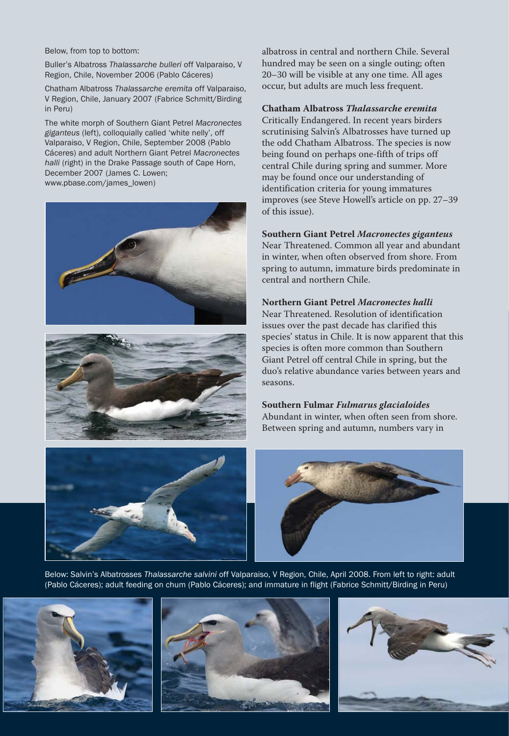Below, from top to bottom:

Buller's Albatross *Thalassarche bulleri* off Valparaiso, V Region, Chile, November 2006 (Pablo Cáceres)

Chatham Albatross *Thalassarche eremita* off Valparaiso, V Region, Chile, January 2007 (Fabrice Schmitt/Birding in Peru)

The white morph of Southern Giant Petrel *Macronectes giganteus* (left), colloquially called 'white nelly', off Valparaiso, V Region, Chile, September 2008 (Pablo Cáceres) and adult Northern Giant Petrel *Macronectes halli* (right) in the Drake Passage south of Cape Horn, December 2007 (James C. Lowen; www.pbase.com/james_lowen)

albatross in central and northern Chile. Several hundred may be seen on a single outing; often 20–30 will be visible at any one time. All ages occur, but adults are much less frequent.

**Chatham Albatross *Thalassarche eremita***
Critically Endangered. In recent years birders scrutinising Salvin's Albatrosses have turned up the odd Chatham Albatross. The species is now being found on perhaps one-fifth of trips off central Chile during spring and summer. More may be found once our understanding of identification criteria for young immatures improves (see Steve Howell's article on pp. 27–39 of this issue).

**Southern Giant Petrel *Macronectes giganteus***
Near Threatened. Common all year and abundant in winter, when often observed from shore. From spring to autumn, immature birds predominate in central and northern Chile.

**Northern Giant Petrel *Macronectes halli***
Near Threatened. Resolution of identification issues over the past decade has clarified this species' status in Chile. It is now apparent that this species is often more common than Southern Giant Petrel off central Chile in spring, but the duo's relative abundance varies between years and seasons.

**Southern Fulmar *Fulmarus glacialoides***
Abundant in winter, when often seen from shore. Between spring and autumn, numbers vary in

Below: Salvin's Albatrosses *Thalassarche salvini* off Valparaiso, V Region, Chile, April 2008. From left to right: adult (Pablo Cáceres); adult feeding on chum (Pablo Cáceres); and immature in flight (Fabrice Schmitt/Birding in Peru)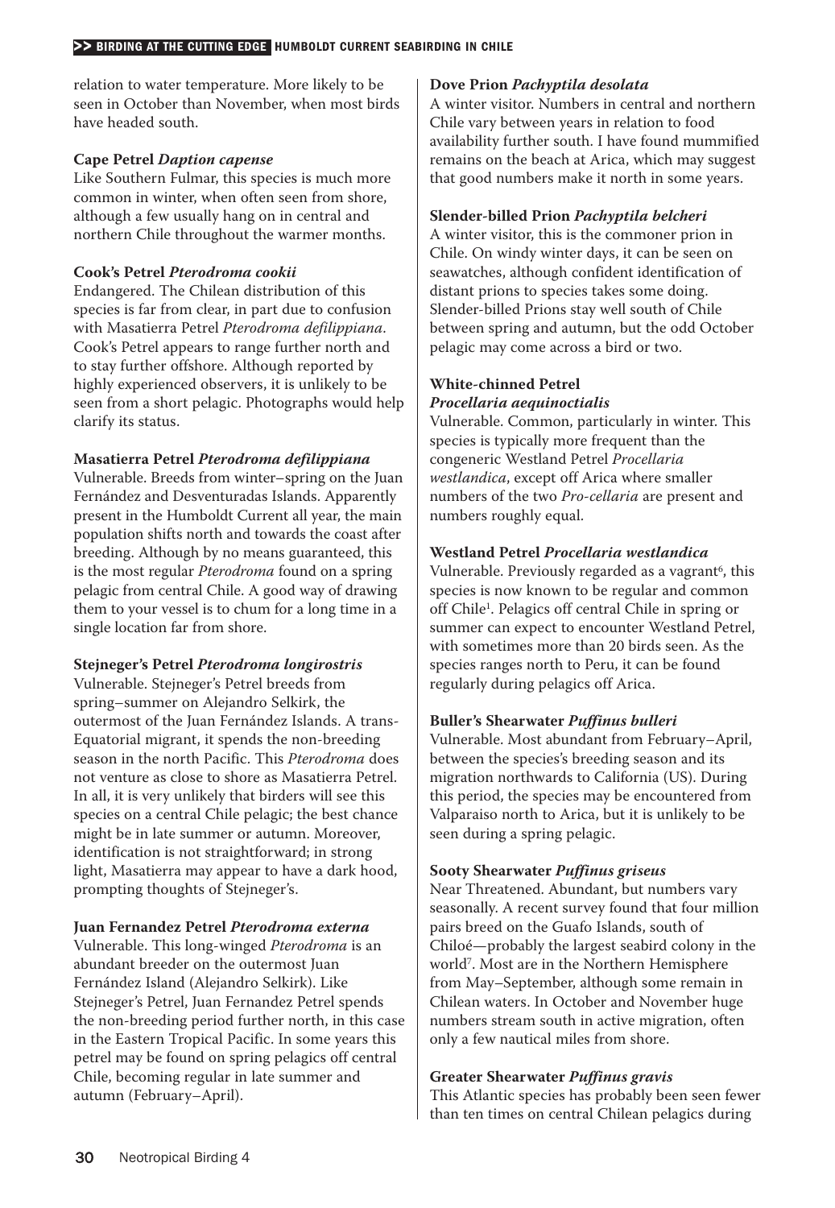relation to water temperature. More likely to be seen in October than November, when most birds have headed south.

**Cape Petrel *Daption capense***

Like Southern Fulmar, this species is much more common in winter, when often seen from shore, although a few usually hang on in central and northern Chile throughout the warmer months.

**Cook's Petrel *Pterodroma cookii***

Endangered. The Chilean distribution of this species is far from clear, in part due to confusion with Masatierra Petrel *Pterodroma defilippiana*. Cook's Petrel appears to range further north and to stay further offshore. Although reported by highly experienced observers, it is unlikely to be seen from a short pelagic. Photographs would help clarify its status.

**Masatierra Petrel *Pterodroma defilippiana***

Vulnerable. Breeds from winter–spring on the Juan Fernández and Desventuradas Islands. Apparently present in the Humboldt Current all year, the main population shifts north and towards the coast after breeding. Although by no means guaranteed, this is the most regular *Pterodroma* found on a spring pelagic from central Chile. A good way of drawing them to your vessel is to chum for a long time in a single location far from shore.

**Stejneger's Petrel *Pterodroma longirostris***

Vulnerable. Stejneger's Petrel breeds from spring–summer on Alejandro Selkirk, the outermost of the Juan Fernández Islands. A trans-Equatorial migrant, it spends the non-breeding season in the north Pacific. This *Pterodroma* does not venture as close to shore as Masatierra Petrel. In all, it is very unlikely that birders will see this species on a central Chile pelagic; the best chance might be in late summer or autumn. Moreover, identification is not straightforward; in strong light, Masatierra may appear to have a dark hood, prompting thoughts of Stejneger's.

**Juan Fernandez Petrel *Pterodroma externa***

Vulnerable. This long-winged *Pterodroma* is an abundant breeder on the outermost Juan Fernández Island (Alejandro Selkirk). Like Stejneger's Petrel, Juan Fernandez Petrel spends the non-breeding period further north, in this case in the Eastern Tropical Pacific. In some years this petrel may be found on spring pelagics off central Chile, becoming regular in late summer and autumn (February–April).

**Dove Prion *Pachyptila desolata***

A winter visitor. Numbers in central and northern Chile vary between years in relation to food availability further south. I have found mummified remains on the beach at Arica, which may suggest that good numbers make it north in some years.

**Slender-billed Prion *Pachyptila belcheri***

A winter visitor, this is the commoner prion in Chile. On windy winter days, it can be seen on seawatches, although confident identification of distant prions to species takes some doing. Slender-billed Prions stay well south of Chile between spring and autumn, but the odd October pelagic may come across a bird or two.

**White-chinned Petrel *Procellaria aequinoctialis***

Vulnerable. Common, particularly in winter. This species is typically more frequent than the congeneric Westland Petrel *Procellaria westlandica*, except off Arica where smaller numbers of the two *Pro-cellaria* are present and numbers roughly equal.

**Westland Petrel *Procellaria westlandica***

Vulnerable. Previously regarded as a vagrant[6], this species is now known to be regular and common off Chile[1]. Pelagics off central Chile in spring or summer can expect to encounter Westland Petrel, with sometimes more than 20 birds seen. As the species ranges north to Peru, it can be found regularly during pelagics off Arica.

**Buller's Shearwater *Puffinus bulleri***

Vulnerable. Most abundant from February–April, between the species's breeding season and its migration northwards to California (US). During this period, the species may be encountered from Valparaiso north to Arica, but it is unlikely to be seen during a spring pelagic.

**Sooty Shearwater *Puffinus griseus***

Near Threatened. Abundant, but numbers vary seasonally. A recent survey found that four million pairs breed on the Guafo Islands, south of Chiloé—probably the largest seabird colony in the world[7]. Most are in the Northern Hemisphere from May–September, although some remain in Chilean waters. In October and November huge numbers stream south in active migration, often only a few nautical miles from shore.

**Greater Shearwater *Puffinus gravis***

This Atlantic species has probably been seen fewer than ten times on central Chilean pelagics during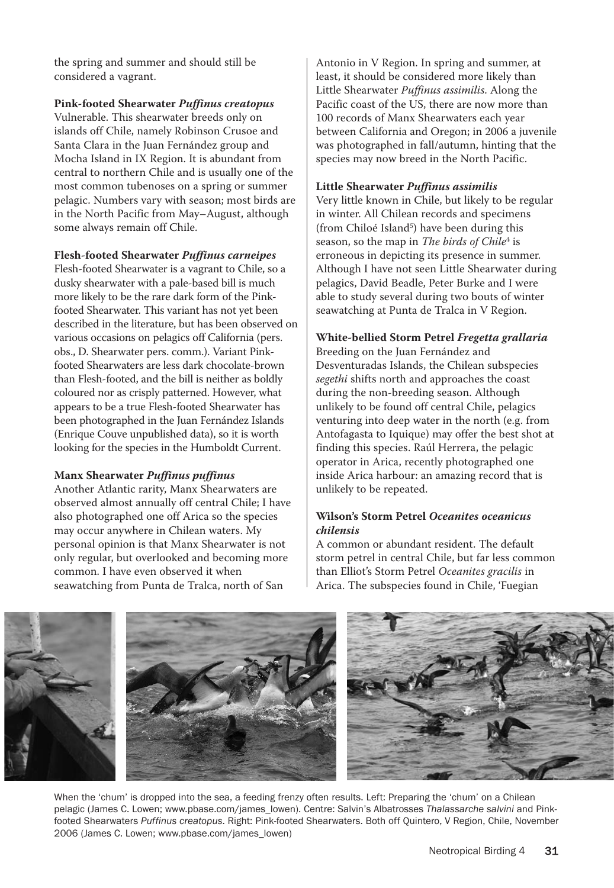the spring and summer and should still be considered a vagrant.

**Pink-footed Shearwater *Puffinus creatopus***
Vulnerable. This shearwater breeds only on islands off Chile, namely Robinson Crusoe and Santa Clara in the Juan Fernández group and Mocha Island in IX Region. It is abundant from central to northern Chile and is usually one of the most common tubenoses on a spring or summer pelagic. Numbers vary with season; most birds are in the North Pacific from May–August, although some always remain off Chile.

**Flesh-footed Shearwater *Puffinus carneipes***
Flesh-footed Shearwater is a vagrant to Chile, so a dusky shearwater with a pale-based bill is much more likely to be the rare dark form of the Pink-footed Shearwater. This variant has not yet been described in the literature, but has been observed on various occasions on pelagics off California (pers. obs., D. Shearwater pers. comm.). Variant Pink-footed Shearwaters are less dark chocolate-brown than Flesh-footed, and the bill is neither as boldly coloured nor as crisply patterned. However, what appears to be a true Flesh-footed Shearwater has been photographed in the Juan Fernández Islands (Enrique Couve unpublished data), so it is worth looking for the species in the Humboldt Current.

**Manx Shearwater *Puffinus puffinus***
Another Atlantic rarity, Manx Shearwaters are observed almost annually off central Chile; I have also photographed one off Arica so the species may occur anywhere in Chilean waters. My personal opinion is that Manx Shearwater is not only regular, but overlooked and becoming more common. I have even observed it when seawatching from Punta de Tralca, north of San Antonio in V Region. In spring and summer, at least, it should be considered more likely than Little Shearwater *Puffinus assimilis*. Along the Pacific coast of the US, there are now more than 100 records of Manx Shearwaters each year between California and Oregon; in 2006 a juvenile was photographed in fall/autumn, hinting that the species may now breed in the North Pacific.

**Little Shearwater *Puffinus assimilis***
Very little known in Chile, but likely to be regular in winter. All Chilean records and specimens (from Chiloé Island[5]) have been during this season, so the map in *The birds of Chile*[4] is erroneous in depicting its presence in summer. Although I have not seen Little Shearwater during pelagics, David Beadle, Peter Burke and I were able to study several during two bouts of winter seawatching at Punta de Tralca in V Region.

**White-bellied Storm Petrel *Fregetta grallaria***
Breeding on the Juan Fernández and Desventuradas Islands, the Chilean subspecies *segethi* shifts north and approaches the coast during the non-breeding season. Although unlikely to be found off central Chile, pelagics venturing into deep water in the north (e.g. from Antofagasta to Iquique) may offer the best shot at finding this species. Raúl Herrera, the pelagic operator in Arica, recently photographed one inside Arica harbour: an amazing record that is unlikely to be repeated.

**Wilson's Storm Petrel *Oceanites oceanicus chilensis***
A common or abundant resident. The default storm petrel in central Chile, but far less common than Elliot's Storm Petrel *Oceanites gracilis* in Arica. The subspecies found in Chile, 'Fuegian

When the 'chum' is dropped into the sea, a feeding frenzy often results. Left: Preparing the 'chum' on a Chilean pelagic (James C. Lowen; www.pbase.com/james_lowen). Centre: Salvin's Albatrosses *Thalassarche salvini* and Pink-footed Shearwaters *Puffinus creatopus*. Right: Pink-footed Shearwaters. Both off Quintero, V Region, Chile, November 2006 (James C. Lowen; www.pbase.com/james_lowen)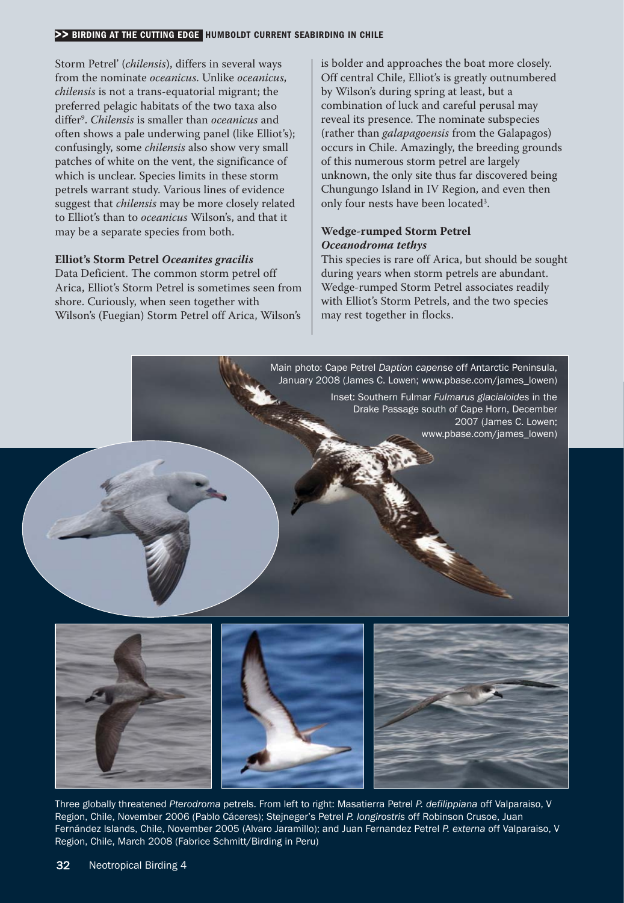Storm Petrel' (*chilensis*), differs in several ways from the nominate *oceanicus*. Unlike *oceanicus*, *chilensis* is not a trans-equatorial migrant; the preferred pelagic habitats of the two taxa also differ[9]. *Chilensis* is smaller than *oceanicus* and often shows a pale underwing panel (like Elliot's); confusingly, some *chilensis* also show very small patches of white on the vent, the significance of which is unclear. Species limits in these storm petrels warrant study. Various lines of evidence suggest that *chilensis* may be more closely related to Elliot's than to *oceanicus* Wilson's, and that it may be a separate species from both.

**Elliot's Storm Petrel *Oceanites gracilis***
Data Deficient. The common storm petrel off Arica, Elliot's Storm Petrel is sometimes seen from shore. Curiously, when seen together with Wilson's (Fuegian) Storm Petrel off Arica, Wilson's is bolder and approaches the boat more closely. Off central Chile, Elliot's is greatly outnumbered by Wilson's during spring at least, but a combination of luck and careful perusal may reveal its presence. The nominate subspecies (rather than *galapagoensis* from the Galapagos) occurs in Chile. Amazingly, the breeding grounds of this numerous storm petrel are largely unknown, the only site thus far discovered being Chungungo Island in IV Region, and even then only four nests have been located[3].

**Wedge-rumped Storm Petrel *Oceanodroma tethys***
This species is rare off Arica, but should be sought during years when storm petrels are abundant. Wedge-rumped Storm Petrel associates readily with Elliot's Storm Petrels, and the two species may rest together in flocks.

Main photo: Cape Petrel *Daption capense* off Antarctic Peninsula, January 2008 (James C. Lowen; www.pbase.com/james_lowen)

Inset: Southern Fulmar *Fulmarus glacialoides* in the Drake Passage south of Cape Horn, December 2007 (James C. Lowen; www.pbase.com/james_lowen)

Three globally threatened *Pterodroma* petrels. From left to right: Masatierra Petrel *P. defilippiana* off Valparaiso, V Region, Chile, November 2006 (Pablo Cáceres); Stejneger's Petrel *P. longirostris* off Robinson Crusoe, Juan Fernández Islands, Chile, November 2005 (Alvaro Jaramillo); and Juan Fernandez Petrel *P. externa* off Valparaiso, V Region, Chile, March 2008 (Fabrice Schmitt/Birding in Peru)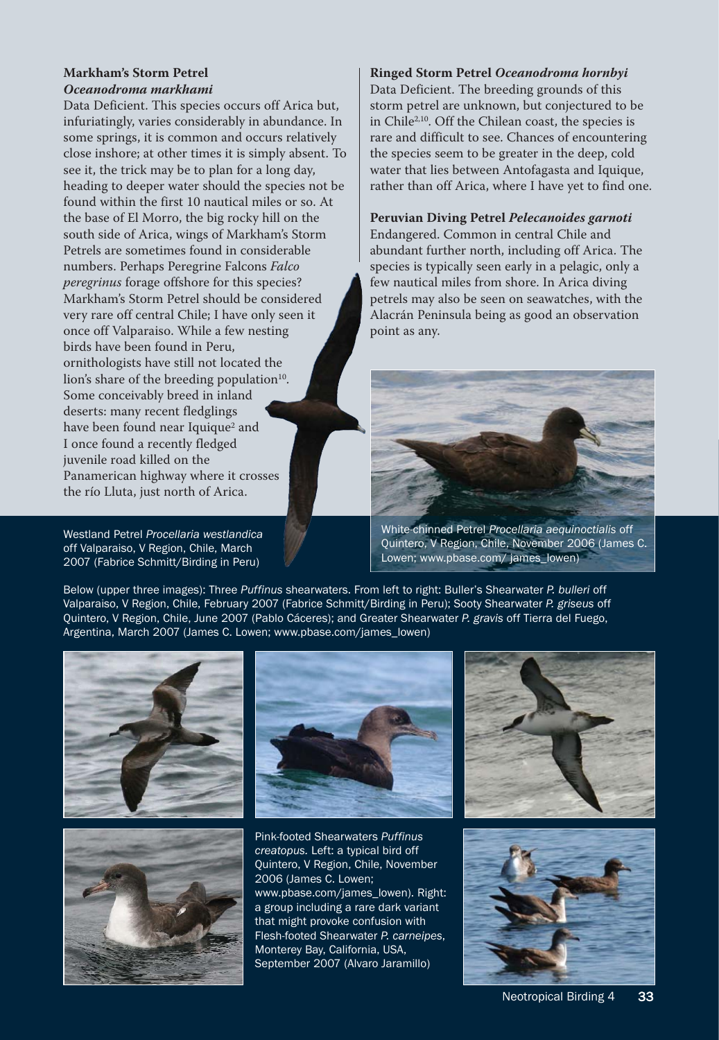**Markham's Storm Petrel *Oceanodroma markhami***

Data Deficient. This species occurs off Arica but, infuriatingly, varies considerably in abundance. In some springs, it is common and occurs relatively close inshore; at other times it is simply absent. To see it, the trick may be to plan for a long day, heading to deeper water should the species not be found within the first 10 nautical miles or so. At the base of El Morro, the big rocky hill on the south side of Arica, wings of Markham's Storm Petrels are sometimes found in considerable numbers. Perhaps Peregrine Falcons *Falco peregrinus* forage offshore for this species? Markham's Storm Petrel should be considered very rare off central Chile; I have only seen it once off Valparaiso. While a few nesting birds have been found in Peru, ornithologists have still not located the lion's share of the breeding population[10]. Some conceivably breed in inland deserts: many recent fledglings have been found near Iquique[2] and I once found a recently fledged juvenile road killed on the Panamerican highway where it crosses the río Lluta, just north of Arica.

**Ringed Storm Petrel *Oceanodroma hornbyi***

Data Deficient. The breeding grounds of this storm petrel are unknown, but conjectured to be in Chile[2,10]. Off the Chilean coast, the species is rare and difficult to see. Chances of encountering the species seem to be greater in the deep, cold water that lies between Antofagasta and Iquique, rather than off Arica, where I have yet to find one.

**Peruvian Diving Petrel *Pelecanoides garnoti***

Endangered. Common in central Chile and abundant further north, including off Arica. The species is typically seen early in a pelagic, only a few nautical miles from shore. In Arica diving petrels may also be seen on seawatches, with the Alacrán Peninsula being as good an observation point as any.

Westland Petrel *Procellaria westlandica* off Valparaiso, V Region, Chile, March 2007 (Fabrice Schmitt/Birding in Peru)

White-chinned Petrel *Procellaria aequinoctialis* off Quintero, V Region, Chile, November 2006 (James C. Lowen; www.pbase.com/ james_lowen)

Below (upper three images): Three *Puffinus* shearwaters. From left to right: Buller's Shearwater *P. bulleri* off Valparaiso, V Region, Chile, February 2007 (Fabrice Schmitt/Birding in Peru); Sooty Shearwater *P. griseus* off Quintero, V Region, Chile, June 2007 (Pablo Cáceres); and Greater Shearwater *P. gravis* off Tierra del Fuego, Argentina, March 2007 (James C. Lowen; www.pbase.com/james_lowen)

Pink-footed Shearwaters *Puffinus creatopus*. Left: a typical bird off Quintero, V Region, Chile, November 2006 (James C. Lowen; www.pbase.com/james_lowen). Right: a group including a rare dark variant that might provoke confusion with Flesh-footed Shearwater *P. carneipes*, Monterey Bay, California, USA, September 2007 (Alvaro Jaramillo)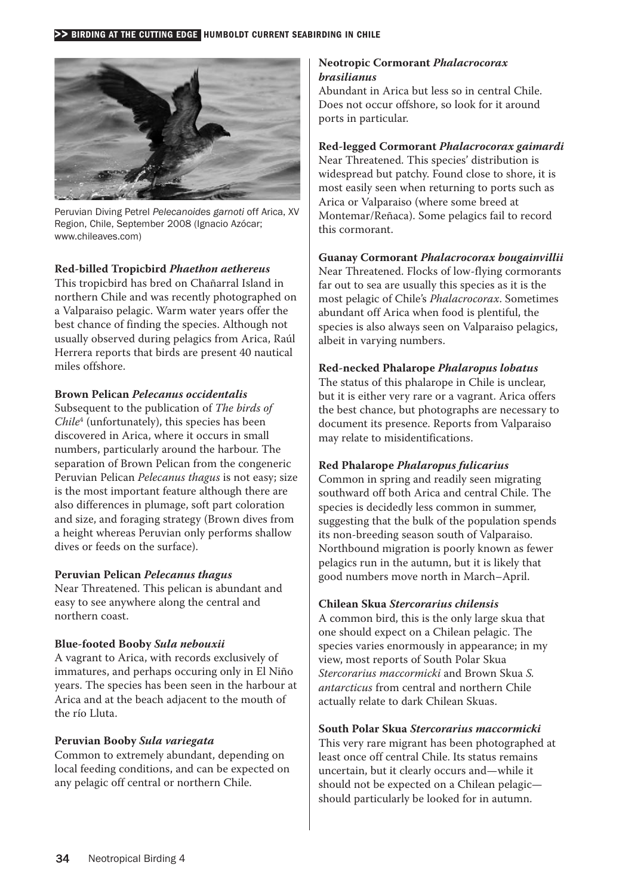Peruvian Diving Petrel *Pelecanoides garnoti* off Arica, XV Region, Chile, September 2008 (Ignacio Azócar; www.chileaves.com)

**Red-billed Tropicbird *Phaethon aethereus***

This tropicbird has bred on Chañarral Island in northern Chile and was recently photographed on a Valparaiso pelagic. Warm water years offer the best chance of finding the species. Although not usually observed during pelagics from Arica, Raúl Herrera reports that birds are present 40 nautical miles offshore.

**Brown Pelican *Pelecanus occidentalis***

Subsequent to the publication of *The birds of Chile*[4] (unfortunately), this species has been discovered in Arica, where it occurs in small numbers, particularly around the harbour. The separation of Brown Pelican from the congeneric Peruvian Pelican *Pelecanus thagus* is not easy; size is the most important feature although there are also differences in plumage, soft part coloration and size, and foraging strategy (Brown dives from a height whereas Peruvian only performs shallow dives or feeds on the surface).

**Peruvian Pelican *Pelecanus thagus***

Near Threatened. This pelican is abundant and easy to see anywhere along the central and northern coast.

**Blue-footed Booby *Sula nebouxii***

A vagrant to Arica, with records exclusively of immatures, and perhaps occuring only in El Niño years. The species has been seen in the harbour at Arica and at the beach adjacent to the mouth of the río Lluta.

**Peruvian Booby *Sula variegata***

Common to extremely abundant, depending on local feeding conditions, and can be expected on any pelagic off central or northern Chile.

**Neotropic Cormorant *Phalacrocorax brasilianus***

Abundant in Arica but less so in central Chile. Does not occur offshore, so look for it around ports in particular.

**Red-legged Cormorant *Phalacrocorax gaimardi***

Near Threatened. This species' distribution is widespread but patchy. Found close to shore, it is most easily seen when returning to ports such as Arica or Valparaiso (where some breed at Montemar/Reñaca). Some pelagics fail to record this cormorant.

**Guanay Cormorant *Phalacrocorax bougainvillii***

Near Threatened. Flocks of low-flying cormorants far out to sea are usually this species as it is the most pelagic of Chile's *Phalacrocorax*. Sometimes abundant off Arica when food is plentiful, the species is also always seen on Valparaiso pelagics, albeit in varying numbers.

**Red-necked Phalarope *Phalaropus lobatus***

The status of this phalarope in Chile is unclear, but it is either very rare or a vagrant. Arica offers the best chance, but photographs are necessary to document its presence. Reports from Valparaiso may relate to misidentifications.

**Red Phalarope *Phalaropus fulicarius***

Common in spring and readily seen migrating southward off both Arica and central Chile. The species is decidedly less common in summer, suggesting that the bulk of the population spends its non-breeding season south of Valparaiso. Northbound migration is poorly known as fewer pelagics run in the autumn, but it is likely that good numbers move north in March–April.

**Chilean Skua *Stercorarius chilensis***

A common bird, this is the only large skua that one should expect on a Chilean pelagic. The species varies enormously in appearance; in my view, most reports of South Polar Skua *Stercorarius maccormicki* and Brown Skua *S. antarcticus* from central and northern Chile actually relate to dark Chilean Skuas.

**South Polar Skua *Stercorarius maccormicki***

This very rare migrant has been photographed at least once off central Chile. Its status remains uncertain, but it clearly occurs and—while it should not be expected on a Chilean pelagic—should particularly be looked for in autumn.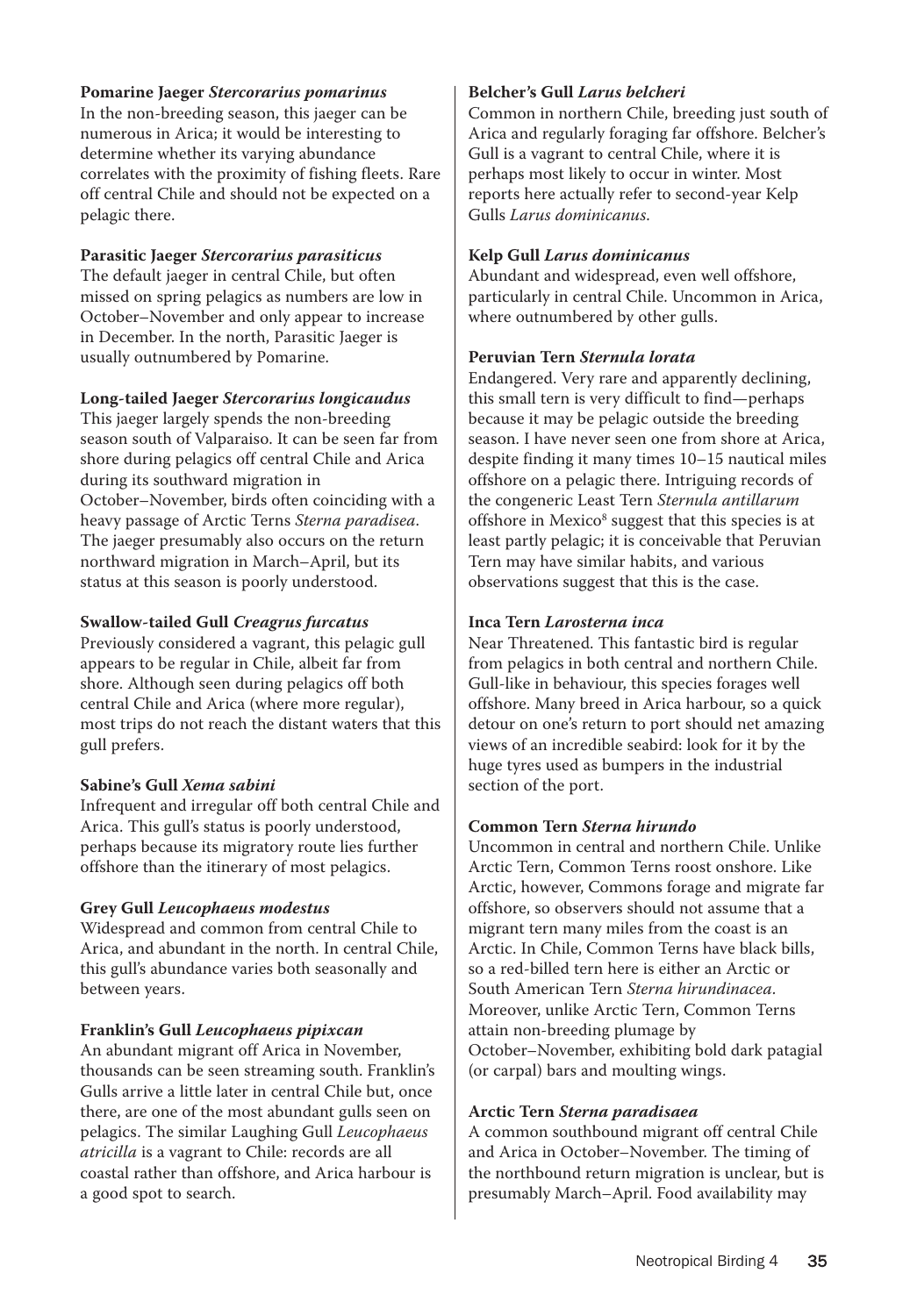**Pomarine Jaeger *Stercorarius pomarinus***
In the non-breeding season, this jaeger can be numerous in Arica; it would be interesting to determine whether its varying abundance correlates with the proximity of fishing fleets. Rare off central Chile and should not be expected on a pelagic there.

**Parasitic Jaeger *Stercorarius parasiticus***
The default jaeger in central Chile, but often missed on spring pelagics as numbers are low in October–November and only appear to increase in December. In the north, Parasitic Jaeger is usually outnumbered by Pomarine.

**Long-tailed Jaeger *Stercorarius longicaudus***
This jaeger largely spends the non-breeding season south of Valparaiso. It can be seen far from shore during pelagics off central Chile and Arica during its southward migration in October–November, birds often coinciding with a heavy passage of Arctic Terns *Sterna paradisea*. The jaeger presumably also occurs on the return northward migration in March–April, but its status at this season is poorly understood.

**Swallow-tailed Gull *Creagrus furcatus***
Previously considered a vagrant, this pelagic gull appears to be regular in Chile, albeit far from shore. Although seen during pelagics off both central Chile and Arica (where more regular), most trips do not reach the distant waters that this gull prefers.

**Sabine's Gull *Xema sabini***
Infrequent and irregular off both central Chile and Arica. This gull's status is poorly understood, perhaps because its migratory route lies further offshore than the itinerary of most pelagics.

**Grey Gull *Leucophaeus modestus***
Widespread and common from central Chile to Arica, and abundant in the north. In central Chile, this gull's abundance varies both seasonally and between years.

**Franklin's Gull *Leucophaeus pipixcan***
An abundant migrant off Arica in November, thousands can be seen streaming south. Franklin's Gulls arrive a little later in central Chile but, once there, are one of the most abundant gulls seen on pelagics. The similar Laughing Gull *Leucophaeus atricilla* is a vagrant to Chile: records are all coastal rather than offshore, and Arica harbour is a good spot to search.

**Belcher's Gull *Larus belcheri***
Common in northern Chile, breeding just south of Arica and regularly foraging far offshore. Belcher's Gull is a vagrant to central Chile, where it is perhaps most likely to occur in winter. Most reports here actually refer to second-year Kelp Gulls *Larus dominicanus*.

**Kelp Gull *Larus dominicanus***
Abundant and widespread, even well offshore, particularly in central Chile. Uncommon in Arica, where outnumbered by other gulls.

**Peruvian Tern *Sternula lorata***
Endangered. Very rare and apparently declining, this small tern is very difficult to find—perhaps because it may be pelagic outside the breeding season. I have never seen one from shore at Arica, despite finding it many times 10–15 nautical miles offshore on a pelagic there. Intriguing records of the congeneric Least Tern *Sternula antillarum* offshore in Mexico[8] suggest that this species is at least partly pelagic; it is conceivable that Peruvian Tern may have similar habits, and various observations suggest that this is the case.

**Inca Tern *Larosterna inca***
Near Threatened. This fantastic bird is regular from pelagics in both central and northern Chile. Gull-like in behaviour, this species forages well offshore. Many breed in Arica harbour, so a quick detour on one's return to port should net amazing views of an incredible seabird: look for it by the huge tyres used as bumpers in the industrial section of the port.

**Common Tern *Sterna hirundo***
Uncommon in central and northern Chile. Unlike Arctic Tern, Common Terns roost onshore. Like Arctic, however, Commons forage and migrate far offshore, so observers should not assume that a migrant tern many miles from the coast is an Arctic. In Chile, Common Terns have black bills, so a red-billed tern here is either an Arctic or South American Tern *Sterna hirundinacea*. Moreover, unlike Arctic Tern, Common Terns attain non-breeding plumage by October–November, exhibiting bold dark patagial (or carpal) bars and moulting wings.

**Arctic Tern *Sterna paradisaea***
A common southbound migrant off central Chile and Arica in October–November. The timing of the northbound return migration is unclear, but is presumably March–April. Food availability may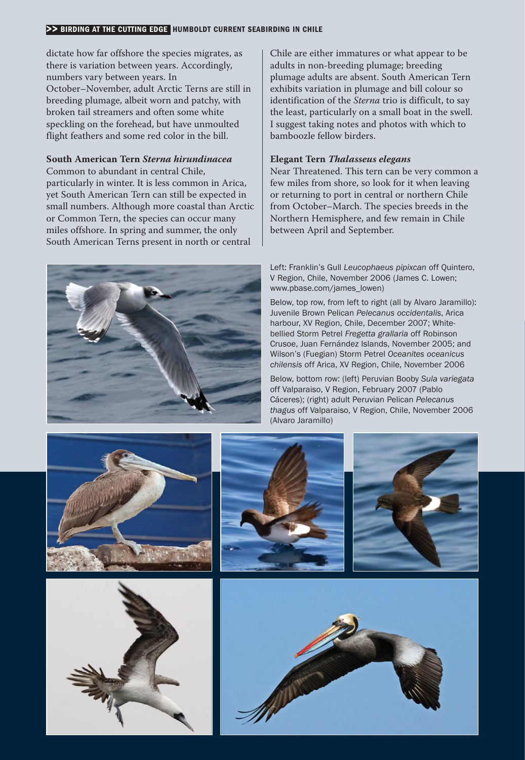dictate how far offshore the species migrates, as there is variation between years. Accordingly, numbers vary between years. In October–November, adult Arctic Terns are still in breeding plumage, albeit worn and patchy, with broken tail streamers and often some white speckling on the forehead, but have unmoulted flight feathers and some red color in the bill.

**South American Tern *Sterna hirundinacea***
Common to abundant in central Chile, particularly in winter. It is less common in Arica, yet South American Tern can still be expected in small numbers. Although more coastal than Arctic or Common Tern, the species can occur many miles offshore. In spring and summer, the only South American Terns present in north or central Chile are either immatures or what appear to be adults in non-breeding plumage; breeding plumage adults are absent. South American Tern exhibits variation in plumage and bill colour so identification of the *Sterna* trio is difficult, to say the least, particularly on a small boat in the swell. I suggest taking notes and photos with which to bamboozle fellow birders.

**Elegant Tern *Thalasseus elegans***
Near Threatened. This tern can be very common a few miles from shore, so look for it when leaving or returning to port in central or northern Chile from October–March. The species breeds in the Northern Hemisphere, and few remain in Chile between April and September.

Left: Franklin's Gull *Leucophaeus pipixcan* off Quintero, V Region, Chile, November 2006 (James C. Lowen; www.pbase.com/james_lowen)

Below, top row, from left to right (all by Alvaro Jaramillo): Juvenile Brown Pelican *Pelecanus occidentalis*, Arica harbour, XV Region, Chile, December 2007; White-bellied Storm Petrel *Fregetta grallaria* off Robinson Crusoe, Juan Fernández Islands, November 2005; and Wilson's (Fuegian) Storm Petrel *Oceanites oceanicus chilensis* off Arica, XV Region, Chile, November 2006

Below, bottom row: (left) Peruvian Booby *Sula variegata* off Valparaiso, V Region, February 2007 (Pablo Cáceres); (right) adult Peruvian Pelican *Pelecanus thagus* off Valparaiso, V Region, Chile, November 2006 (Alvaro Jaramillo)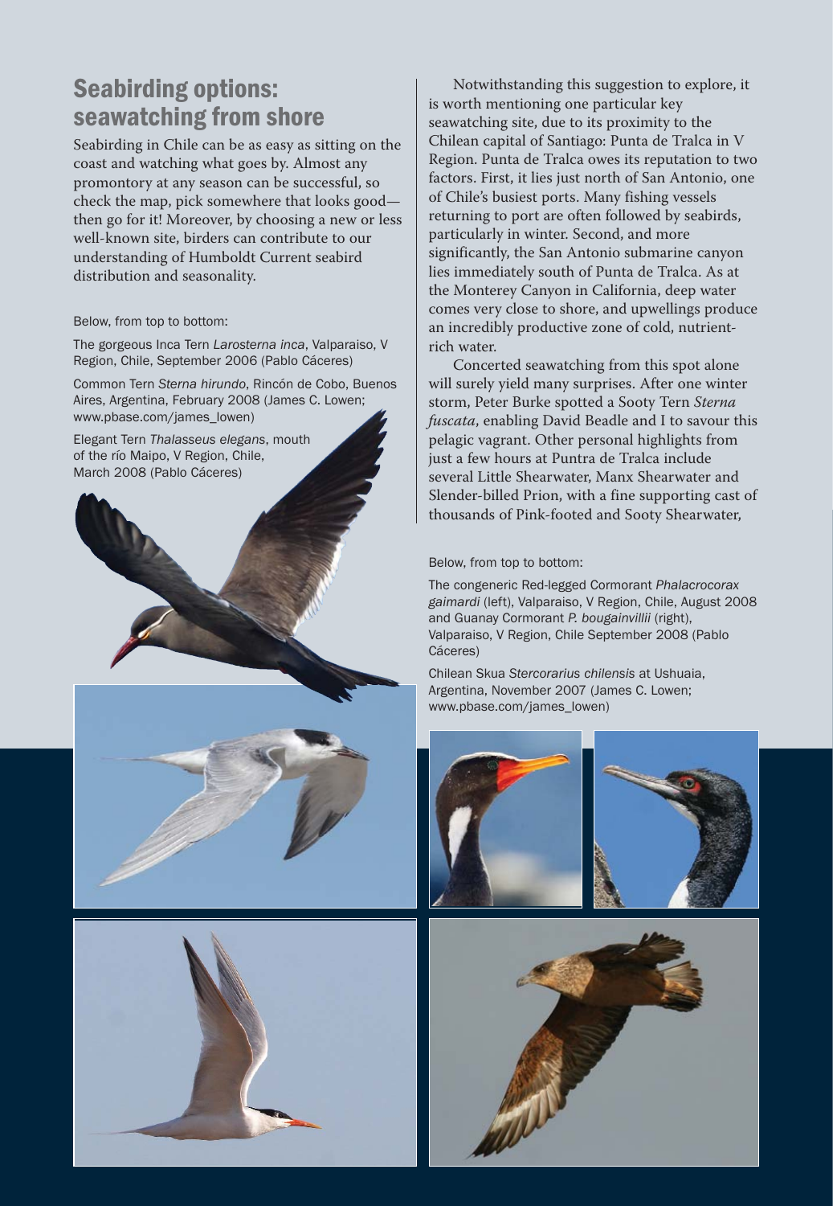## Seabirding options: seawatching from shore

Seabirding in Chile can be as easy as sitting on the coast and watching what goes by. Almost any promontory at any season can be successful, so check the map, pick somewhere that looks good—then go for it! Moreover, by choosing a new or less well-known site, birders can contribute to our understanding of Humboldt Current seabird distribution and seasonality.

Below, from top to bottom:

The gorgeous Inca Tern *Larosterna inca*, Valparaiso, V Region, Chile, September 2006 (Pablo Cáceres)

Common Tern *Sterna hirundo*, Rincón de Cobo, Buenos Aires, Argentina, February 2008 (James C. Lowen; www.pbase.com/james_lowen)

Elegant Tern *Thalasseus elegans*, mouth of the río Maipo, V Region, Chile, March 2008 (Pablo Cáceres)

Notwithstanding this suggestion to explore, it is worth mentioning one particular key seawatching site, due to its proximity to the Chilean capital of Santiago: Punta de Tralca in V Region. Punta de Tralca owes its reputation to two factors. First, it lies just north of San Antonio, one of Chile's busiest ports. Many fishing vessels returning to port are often followed by seabirds, particularly in winter. Second, and more significantly, the San Antonio submarine canyon lies immediately south of Punta de Tralca. As at the Monterey Canyon in California, deep water comes very close to shore, and upwellings produce an incredibly productive zone of cold, nutrient-rich water.

Concerted seawatching from this spot alone will surely yield many surprises. After one winter storm, Peter Burke spotted a Sooty Tern *Sterna fuscata*, enabling David Beadle and I to savour this pelagic vagrant. Other personal highlights from just a few hours at Puntra de Tralca include several Little Shearwater, Manx Shearwater and Slender-billed Prion, with a fine supporting cast of thousands of Pink-footed and Sooty Shearwater,

Below, from top to bottom:

The congeneric Red-legged Cormorant *Phalacrocorax gaimardi* (left), Valparaiso, V Region, Chile, August 2008 and Guanay Cormorant *P. bougainvillii* (right), Valparaiso, V Region, Chile September 2008 (Pablo Cáceres)

Chilean Skua *Stercorarius chilensis* at Ushuaia, Argentina, November 2007 (James C. Lowen; www.pbase.com/james_lowen)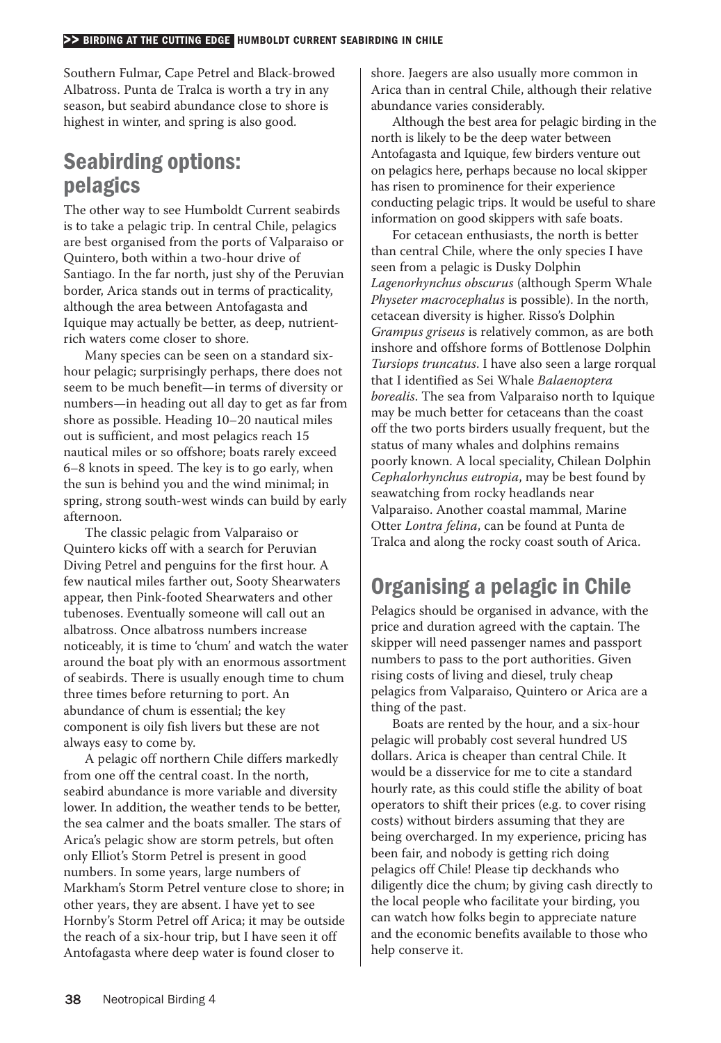Southern Fulmar, Cape Petrel and Black-browed Albatross. Punta de Tralca is worth a try in any season, but seabird abundance close to shore is highest in winter, and spring is also good.

## Seabirding options: pelagics

The other way to see Humboldt Current seabirds is to take a pelagic trip. In central Chile, pelagics are best organised from the ports of Valparaiso or Quintero, both within a two-hour drive of Santiago. In the far north, just shy of the Peruvian border, Arica stands out in terms of practicality, although the area between Antofagasta and Iquique may actually be better, as deep, nutrient-rich waters come closer to shore.

Many species can be seen on a standard six-hour pelagic; surprisingly perhaps, there does not seem to be much benefit—in terms of diversity or numbers—in heading out all day to get as far from shore as possible. Heading 10–20 nautical miles out is sufficient, and most pelagics reach 15 nautical miles or so offshore; boats rarely exceed 6–8 knots in speed. The key is to go early, when the sun is behind you and the wind minimal; in spring, strong south-west winds can build by early afternoon.

The classic pelagic from Valparaiso or Quintero kicks off with a search for Peruvian Diving Petrel and penguins for the first hour. A few nautical miles farther out, Sooty Shearwaters appear, then Pink-footed Shearwaters and other tubenoses. Eventually someone will call out an albatross. Once albatross numbers increase noticeably, it is time to 'chum' and watch the water around the boat ply with an enormous assortment of seabirds. There is usually enough time to chum three times before returning to port. An abundance of chum is essential; the key component is oily fish livers but these are not always easy to come by.

A pelagic off northern Chile differs markedly from one off the central coast. In the north, seabird abundance is more variable and diversity lower. In addition, the weather tends to be better, the sea calmer and the boats smaller. The stars of Arica's pelagic show are storm petrels, but often only Elliot's Storm Petrel is present in good numbers. In some years, large numbers of Markham's Storm Petrel venture close to shore; in other years, they are absent. I have yet to see Hornby's Storm Petrel off Arica; it may be outside the reach of a six-hour trip, but I have seen it off Antofagasta where deep water is found closer to shore. Jaegers are also usually more common in Arica than in central Chile, although their relative abundance varies considerably.

Although the best area for pelagic birding in the north is likely to be the deep water between Antofagasta and Iquique, few birders venture out on pelagics here, perhaps because no local skipper has risen to prominence for their experience conducting pelagic trips. It would be useful to share information on good skippers with safe boats.

For cetacean enthusiasts, the north is better than central Chile, where the only species I have seen from a pelagic is Dusky Dolphin *Lagenorhynchus obscurus* (although Sperm Whale *Physeter macrocephalus* is possible). In the north, cetacean diversity is higher. Risso's Dolphin *Grampus griseus* is relatively common, as are both inshore and offshore forms of Bottlenose Dolphin *Tursiops truncatus*. I have also seen a large rorqual that I identified as Sei Whale *Balaenoptera borealis*. The sea from Valparaiso north to Iquique may be much better for cetaceans than the coast off the two ports birders usually frequent, but the status of many whales and dolphins remains poorly known. A local speciality, Chilean Dolphin *Cephalorhynchus eutropia*, may be best found by seawatching from rocky headlands near Valparaiso. Another coastal mammal, Marine Otter *Lontra felina*, can be found at Punta de Tralca and along the rocky coast south of Arica.

## Organising a pelagic in Chile

Pelagics should be organised in advance, with the price and duration agreed with the captain. The skipper will need passenger names and passport numbers to pass to the port authorities. Given rising costs of living and diesel, truly cheap pelagics from Valparaiso, Quintero or Arica are a thing of the past.

Boats are rented by the hour, and a six-hour pelagic will probably cost several hundred US dollars. Arica is cheaper than central Chile. It would be a disservice for me to cite a standard hourly rate, as this could stifle the ability of boat operators to shift their prices (e.g. to cover rising costs) without birders assuming that they are being overcharged. In my experience, pricing has been fair, and nobody is getting rich doing pelagics off Chile! Please tip deckhands who diligently dice the chum; by giving cash directly to the local people who facilitate your birding, you can watch how folks begin to appreciate nature and the economic benefits available to those who help conserve it.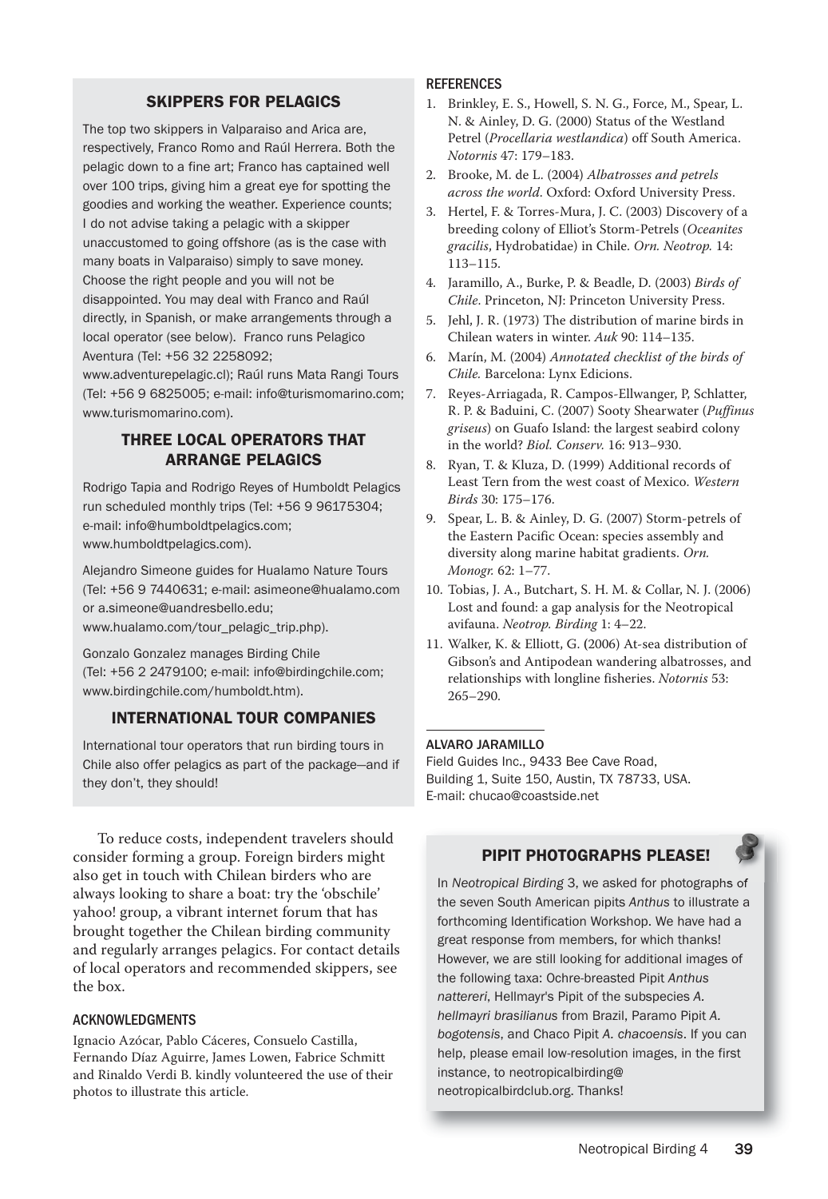## SKIPPERS FOR PELAGICS

The top two skippers in Valparaiso and Arica are, respectively, Franco Romo and Raúl Herrera. Both the pelagic down to a fine art; Franco has captained well over 100 trips, giving him a great eye for spotting the goodies and working the weather. Experience counts; I do not advise taking a pelagic with a skipper unaccustomed to going offshore (as is the case with many boats in Valparaiso) simply to save money. Choose the right people and you will not be disappointed. You may deal with Franco and Raúl directly, in Spanish, or make arrangements through a local operator (see below). Franco runs Pelagico Aventura (Tel: +56 32 2258092; www.adventurepelagic.cl); Raúl runs Mata Rangi Tours (Tel: +56 9 6825005; e-mail: info@turismomarino.com; www.turismomarino.com).

## THREE LOCAL OPERATORS THAT ARRANGE PELAGICS

Rodrigo Tapia and Rodrigo Reyes of Humboldt Pelagics run scheduled monthly trips (Tel: +56 9 96175304; e-mail: info@humboldtpelagics.com; www.humboldtpelagics.com).

Alejandro Simeone guides for Hualamo Nature Tours (Tel: +56 9 7440631; e-mail: asimeone@hualamo.com or a.simeone@uandresbello.edu; www.hualamo.com/tour_pelagic_trip.php).

Gonzalo Gonzalez manages Birding Chile (Tel: +56 2 2479100; e-mail: info@birdingchile.com; www.birdingchile.com/humboldt.htm).

## INTERNATIONAL TOUR COMPANIES

International tour operators that run birding tours in Chile also offer pelagics as part of the package—and if they don't, they should!

To reduce costs, independent travelers should consider forming a group. Foreign birders might also get in touch with Chilean birders who are always looking to share a boat: try the 'obschile' yahoo! group, a vibrant internet forum that has brought together the Chilean birding community and regularly arranges pelagics. For contact details of local operators and recommended skippers, see the box.

### ACKNOWLEDGMENTS

Ignacio Azócar, Pablo Cáceres, Consuelo Castilla, Fernando Díaz Aguirre, James Lowen, Fabrice Schmitt and Rinaldo Verdi B. kindly volunteered the use of their photos to illustrate this article.

### REFERENCES

1. Brinkley, E. S., Howell, S. N. G., Force, M., Spear, L. N. & Ainley, D. G. (2000) Status of the Westland Petrel (*Procellaria westlandica*) off South America. *Notornis* 47: 179–183.
2. Brooke, M. de L. (2004) *Albatrosses and petrels across the world*. Oxford: Oxford University Press.
3. Hertel, F. & Torres-Mura, J. C. (2003) Discovery of a breeding colony of Elliot's Storm-Petrels (*Oceanites gracilis*, Hydrobatidae) in Chile. *Orn. Neotrop.* 14: 113–115.
4. Jaramillo, A., Burke, P. & Beadle, D. (2003) *Birds of Chile*. Princeton, NJ: Princeton University Press.
5. Jehl, J. R. (1973) The distribution of marine birds in Chilean waters in winter. *Auk* 90: 114–135.
6. Marín, M. (2004) *Annotated checklist of the birds of Chile.* Barcelona: Lynx Edicions.
7. Reyes-Arriagada, R. Campos-Ellwanger, P, Schlatter, R. P. & Baduini, C. (2007) Sooty Shearwater (*Puffinus griseus*) on Guafo Island: the largest seabird colony in the world? *Biol. Conserv.* 16: 913–930.
8. Ryan, T. & Kluza, D. (1999) Additional records of Least Tern from the west coast of Mexico. *Western Birds* 30: 175–176.
9. Spear, L. B. & Ainley, D. G. (2007) Storm-petrels of the Eastern Pacific Ocean: species assembly and diversity along marine habitat gradients. *Orn. Monogr.* 62: 1–77.
10. Tobias, J. A., Butchart, S. H. M. & Collar, N. J. (2006) Lost and found: a gap analysis for the Neotropical avifauna. *Neotrop. Birding* 1: 4–22.
11. Walker, K. & Elliott, G. (2006) At-sea distribution of Gibson's and Antipodean wandering albatrosses, and relationships with longline fisheries. *Notornis* 53: 265–290.

**ALVARO JARAMILLO**
Field Guides Inc., 9433 Bee Cave Road, Building 1, Suite 150, Austin, TX 78733, USA.
E-mail: chucao@coastside.net

## PIPIT PHOTOGRAPHS PLEASE!

In *Neotropical Birding* 3, we asked for photographs of the seven South American pipits *Anthus* to illustrate a forthcoming Identification Workshop. We have had a great response from members, for which thanks! However, we are still looking for additional images of the following taxa: Ochre-breasted Pipit *Anthus nattereri*, Hellmayr's Pipit of the subspecies *A. hellmayri brasilianus* from Brazil, Paramo Pipit *A. bogotensis*, and Chaco Pipit *A. chacoensis*. If you can help, please email low-resolution images, in the first instance, to neotropicalbirding@neotropicalbirdclub.org. Thanks!